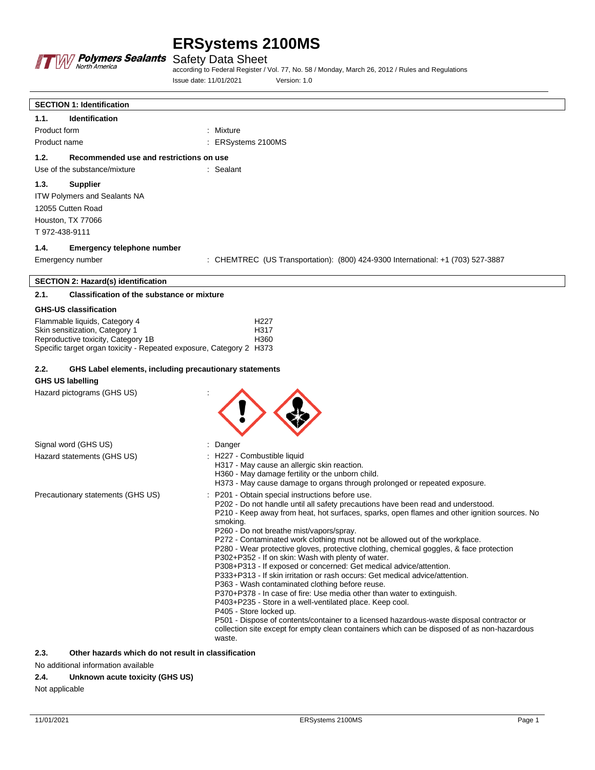# ERSystems 2100MS

Safety Data Sheet

according to Federal Register / Vol. 77, No. 58 / Monday, March 26, 2012 / Rules and Regulations

Issue date: 11/01/2021 Version: 1.0

## SECTION 1: Identification

### 1.1. Identification

Product form : Mixture

Product name : ERSystems 2100MS

### 1.2. Recommended use and restrictions on use

Use of the substance/mixture : Sealant

### 1.3. Supplier

ITW Polymers and Sealants NA
12055 Cutten Road
Houston, TX 77066
T 972-438-9111

### 1.4. Emergency telephone number

Emergency number : CHEMTREC (US Transportation): (800) 424-9300 International: +1 (703) 527-3887

## SECTION 2: Hazard(s) identification

### 2.1. Classification of the substance or mixture

**GHS-US classification**

| | |
|---|---|
| Flammable liquids, Category 4 | H227 |
| Skin sensitization, Category 1 | H317 |
| Reproductive toxicity, Category 1B | H360 |
| Specific target organ toxicity - Repeated exposure, Category 2 | H373 |

### 2.2. GHS Label elements, including precautionary statements

**GHS US labelling**

Hazard pictograms (GHS US) :

Signal word (GHS US) : Danger

Hazard statements (GHS US) :
H227 - Combustible liquid
H317 - May cause an allergic skin reaction.
H360 - May damage fertility or the unborn child.
H373 - May cause damage to organs through prolonged or repeated exposure.

Precautionary statements (GHS US) :
P201 - Obtain special instructions before use.
P202 - Do not handle until all safety precautions have been read and understood.
P210 - Keep away from heat, hot surfaces, sparks, open flames and other ignition sources. No smoking.
P260 - Do not breathe mist/vapors/spray.
P272 - Contaminated work clothing must not be allowed out of the workplace.
P280 - Wear protective gloves, protective clothing, chemical goggles, & face protection
P302+P352 - If on skin: Wash with plenty of water.
P308+P313 - If exposed or concerned: Get medical advice/attention.
P333+P313 - If skin irritation or rash occurs: Get medical advice/attention.
P363 - Wash contaminated clothing before reuse.
P370+P378 - In case of fire: Use media other than water to extinguish.
P403+P235 - Store in a well-ventilated place. Keep cool.
P405 - Store locked up.
P501 - Dispose of contents/container to a licensed hazardous-waste disposal contractor or collection site except for empty clean containers which can be disposed of as non-hazardous waste.

### 2.3. Other hazards which do not result in classification

No additional information available

### 2.4. Unknown acute toxicity (GHS US)

Not applicable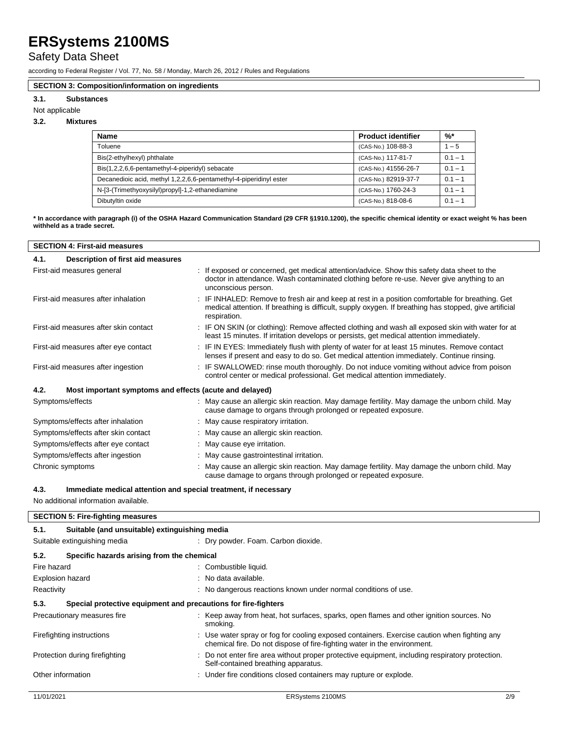## SECTION 3: Composition/information on ingredients

### 3.1. Substances

Not applicable

### 3.2. Mixtures

| Name | Product identifier | %* |
|---|---|---|
| Toluene | (CAS-No.) 108-88-3 | 1 – 5 |
| Bis(2-ethylhexyl) phthalate | (CAS-No.) 117-81-7 | 0.1 – 1 |
| Bis(1,2,2,6,6-pentamethyl-4-piperidyl) sebacate | (CAS-No.) 41556-26-7 | 0.1 – 1 |
| Decanedioic acid, methyl 1,2,2,6,6-pentamethyl-4-piperidinyl ester | (CAS-No.) 82919-37-7 | 0.1 – 1 |
| N-[3-(Trimethoxysilyl)propyl]-1,2-ethanediamine | (CAS-No.) 1760-24-3 | 0.1 – 1 |
| Dibutyltin oxide | (CAS-No.) 818-08-6 | 0.1 – 1 |

**\* In accordance with paragraph (i) of the OSHA Hazard Communication Standard (29 CFR §1910.1200), the specific chemical identity or exact weight % has been withheld as a trade secret.**

## SECTION 4: First-aid measures

### 4.1. Description of first aid measures

First-aid measures general : If exposed or concerned, get medical attention/advice. Show this safety data sheet to the doctor in attendance. Wash contaminated clothing before re-use. Never give anything to an unconscious person.

First-aid measures after inhalation : IF INHALED: Remove to fresh air and keep at rest in a position comfortable for breathing. Get medical attention. If breathing is difficult, supply oxygen. If breathing has stopped, give artificial respiration.

First-aid measures after skin contact : IF ON SKIN (or clothing): Remove affected clothing and wash all exposed skin with water for at least 15 minutes. If irritation develops or persists, get medical attention immediately.

First-aid measures after eye contact : IF IN EYES: Immediately flush with plenty of water for at least 15 minutes. Remove contact lenses if present and easy to do so. Get medical attention immediately. Continue rinsing.

First-aid measures after ingestion : IF SWALLOWED: rinse mouth thoroughly. Do not induce vomiting without advice from poison control center or medical professional. Get medical attention immediately.

### 4.2. Most important symptoms and effects (acute and delayed)

Symptoms/effects : May cause an allergic skin reaction. May damage fertility. May damage the unborn child. May cause damage to organs through prolonged or repeated exposure.

Symptoms/effects after inhalation : May cause respiratory irritation.

Symptoms/effects after skin contact : May cause an allergic skin reaction.

Symptoms/effects after eye contact : May cause eye irritation.

Symptoms/effects after ingestion : May cause gastrointestinal irritation.

Chronic symptoms : May cause an allergic skin reaction. May damage fertility. May damage the unborn child. May cause damage to organs through prolonged or repeated exposure.

### 4.3. Immediate medical attention and special treatment, if necessary

No additional information available.

## SECTION 5: Fire-fighting measures

### 5.1. Suitable (and unsuitable) extinguishing media

Suitable extinguishing media : Dry powder. Foam. Carbon dioxide.

### 5.2. Specific hazards arising from the chemical

Fire hazard : Combustible liquid.

Explosion hazard : No data available.

Reactivity : No dangerous reactions known under normal conditions of use.

### 5.3. Special protective equipment and precautions for fire-fighters

Precautionary measures fire : Keep away from heat, hot surfaces, sparks, open flames and other ignition sources. No smoking.

Firefighting instructions : Use water spray or fog for cooling exposed containers. Exercise caution when fighting any chemical fire. Do not dispose of fire-fighting water in the environment.

Protection during firefighting : Do not enter fire area without proper protective equipment, including respiratory protection. Self-contained breathing apparatus.

Other information : Under fire conditions closed containers may rupture or explode.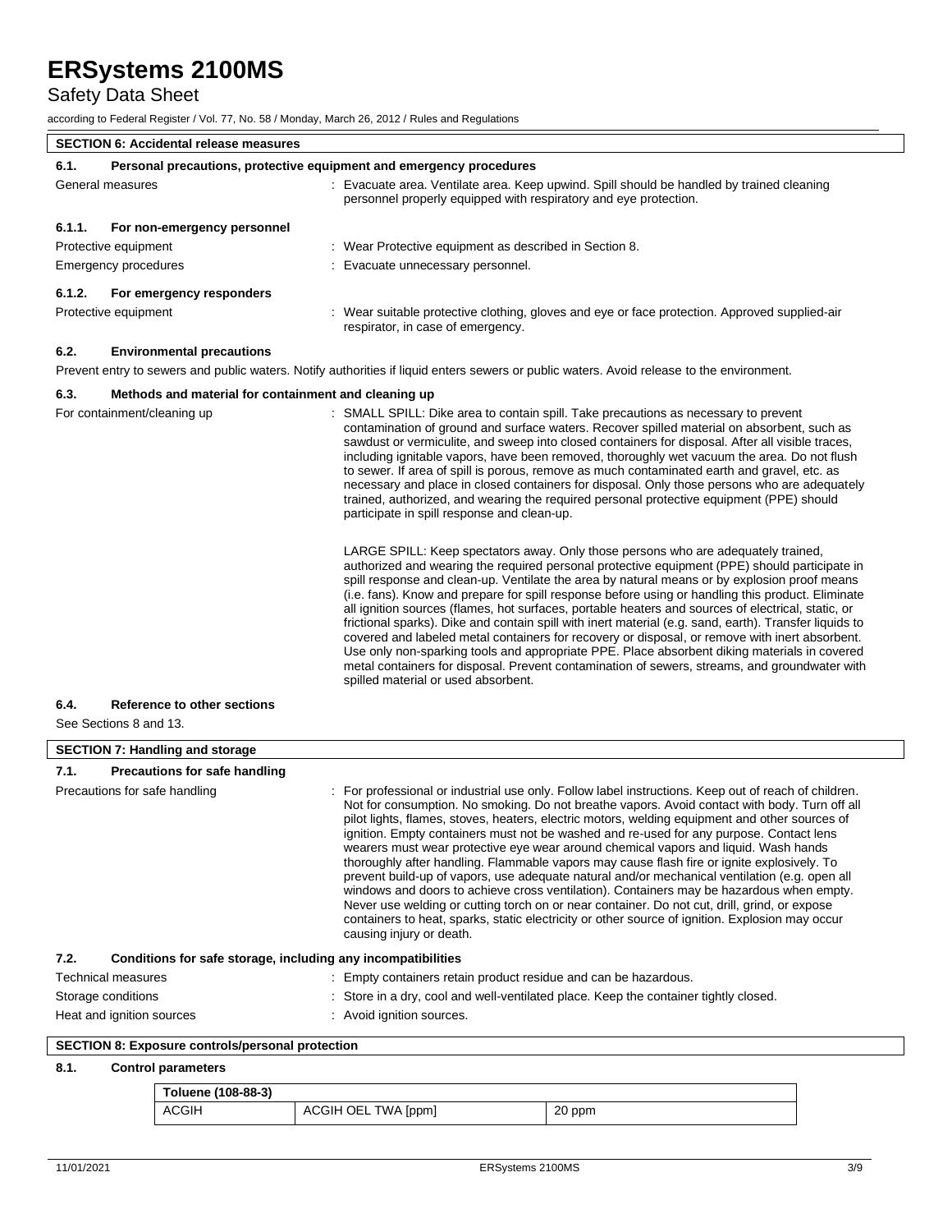## SECTION 6: Accidental release measures

### 6.1. Personal precautions, protective equipment and emergency procedures

General measures : Evacuate area. Ventilate area. Keep upwind. Spill should be handled by trained cleaning personnel properly equipped with respiratory and eye protection.

#### 6.1.1. For non-emergency personnel

Protective equipment : Wear Protective equipment as described in Section 8.

Emergency procedures : Evacuate unnecessary personnel.

#### 6.1.2. For emergency responders

Protective equipment : Wear suitable protective clothing, gloves and eye or face protection. Approved supplied-air respirator, in case of emergency.

### 6.2. Environmental precautions

Prevent entry to sewers and public waters. Notify authorities if liquid enters sewers or public waters. Avoid release to the environment.

### 6.3. Methods and material for containment and cleaning up

For containment/cleaning up : SMALL SPILL: Dike area to contain spill. Take precautions as necessary to prevent contamination of ground and surface waters. Recover spilled material on absorbent, such as sawdust or vermiculite, and sweep into closed containers for disposal. After all visible traces, including ignitable vapors, have been removed, thoroughly wet vacuum the area. Do not flush to sewer. If area of spill is porous, remove as much contaminated earth and gravel, etc. as necessary and place in closed containers for disposal. Only those persons who are adequately trained, authorized, and wearing the required personal protective equipment (PPE) should participate in spill response and clean-up.

LARGE SPILL: Keep spectators away. Only those persons who are adequately trained, authorized and wearing the required personal protective equipment (PPE) should participate in spill response and clean-up. Ventilate the area by natural means or by explosion proof means (i.e. fans). Know and prepare for spill response before using or handling this product. Eliminate all ignition sources (flames, hot surfaces, portable heaters and sources of electrical, static, or frictional sparks). Dike and contain spill with inert material (e.g. sand, earth). Transfer liquids to covered and labeled metal containers for recovery or disposal, or remove with inert absorbent. Use only non-sparking tools and appropriate PPE. Place absorbent diking materials in covered metal containers for disposal. Prevent contamination of sewers, streams, and groundwater with spilled material or used absorbent.

### 6.4. Reference to other sections

See Sections 8 and 13.

## SECTION 7: Handling and storage

### 7.1. Precautions for safe handling

Precautions for safe handling : For professional or industrial use only. Follow label instructions. Keep out of reach of children. Not for consumption. No smoking. Do not breathe vapors. Avoid contact with body. Turn off all pilot lights, flames, stoves, heaters, electric motors, welding equipment and other sources of ignition. Empty containers must not be washed and re-used for any purpose. Contact lens wearers must wear protective eye wear around chemical vapors and liquid. Wash hands thoroughly after handling. Flammable vapors may cause flash fire or ignite explosively. To prevent build-up of vapors, use adequate natural and/or mechanical ventilation (e.g. open all windows and doors to achieve cross ventilation). Containers may be hazardous when empty. Never use welding or cutting torch on or near container. Do not cut, drill, grind, or expose containers to heat, sparks, static electricity or other source of ignition. Explosion may occur causing injury or death.

### 7.2. Conditions for safe storage, including any incompatibilities

Technical measures : Empty containers retain product residue and can be hazardous.

Storage conditions : Store in a dry, cool and well-ventilated place. Keep the container tightly closed.

Heat and ignition sources : Avoid ignition sources.

## SECTION 8: Exposure controls/personal protection

### 8.1. Control parameters

| Toluene (108-88-3) | | |
|---|---|---|
| ACGIH | ACGIH OEL TWA [ppm] | 20 ppm |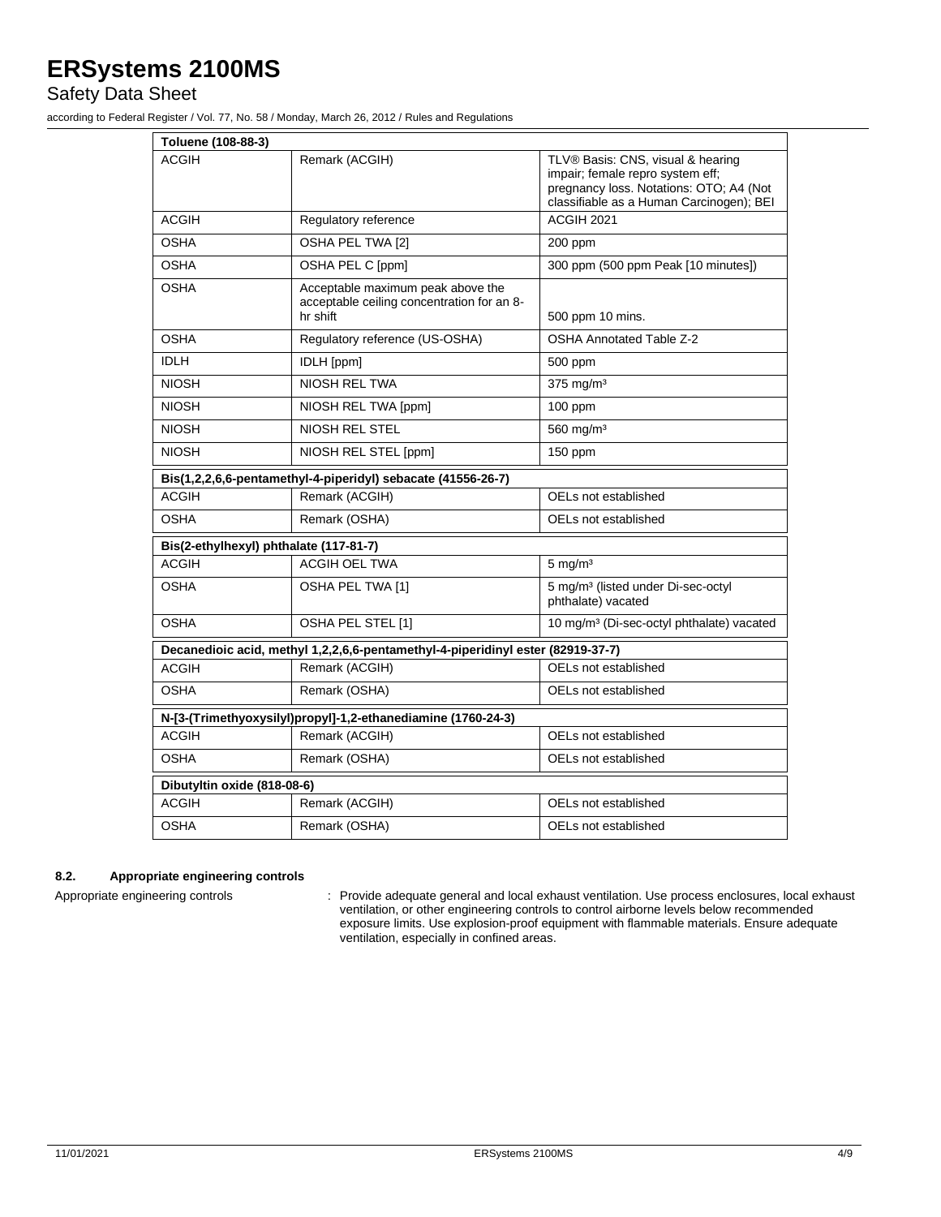| Toluene (108-88-3) | | |
|---|---|---|
| ACGIH | Remark (ACGIH) | TLV® Basis: CNS, visual & hearing impair; female repro system eff; pregnancy loss. Notations: OTO; A4 (Not classifiable as a Human Carcinogen); BEI |
| ACGIH | Regulatory reference | ACGIH 2021 |
| OSHA | OSHA PEL TWA [2] | 200 ppm |
| OSHA | OSHA PEL C [ppm] | 300 ppm (500 ppm Peak [10 minutes]) |
| OSHA | Acceptable maximum peak above the acceptable ceiling concentration for an 8-hr shift | 500 ppm 10 mins. |
| OSHA | Regulatory reference (US-OSHA) | OSHA Annotated Table Z-2 |
| IDLH | IDLH [ppm] | 500 ppm |
| NIOSH | NIOSH REL TWA | 375 mg/m³ |
| NIOSH | NIOSH REL TWA [ppm] | 100 ppm |
| NIOSH | NIOSH REL STEL | 560 mg/m³ |
| NIOSH | NIOSH REL STEL [ppm] | 150 ppm |

| Bis(1,2,2,6,6-pentamethyl-4-piperidyl) sebacate (41556-26-7) | | |
|---|---|---|
| ACGIH | Remark (ACGIH) | OELs not established |
| OSHA | Remark (OSHA) | OELs not established |

| Bis(2-ethylhexyl) phthalate (117-81-7) | | |
|---|---|---|
| ACGIH | ACGIH OEL TWA | 5 mg/m³ |
| OSHA | OSHA PEL TWA [1] | 5 mg/m³ (listed under Di-sec-octyl phthalate) vacated |
| OSHA | OSHA PEL STEL [1] | 10 mg/m³ (Di-sec-octyl phthalate) vacated |

| Decanedioic acid, methyl 1,2,2,6,6-pentamethyl-4-piperidinyl ester (82919-37-7) | | |
|---|---|---|
| ACGIH | Remark (ACGIH) | OELs not established |
| OSHA | Remark (OSHA) | OELs not established |

| N-[3-(Trimethyoxysilyl)propyl]-1,2-ethanediamine (1760-24-3) | | |
|---|---|---|
| ACGIH | Remark (ACGIH) | OELs not established |
| OSHA | Remark (OSHA) | OELs not established |

| Dibutyltin oxide (818-08-6) | | |
|---|---|---|
| ACGIH | Remark (ACGIH) | OELs not established |
| OSHA | Remark (OSHA) | OELs not established |

### 8.2. Appropriate engineering controls

Appropriate engineering controls : Provide adequate general and local exhaust ventilation. Use process enclosures, local exhaust ventilation, or other engineering controls to control airborne levels below recommended exposure limits. Use explosion-proof equipment with flammable materials. Ensure adequate ventilation, especially in confined areas.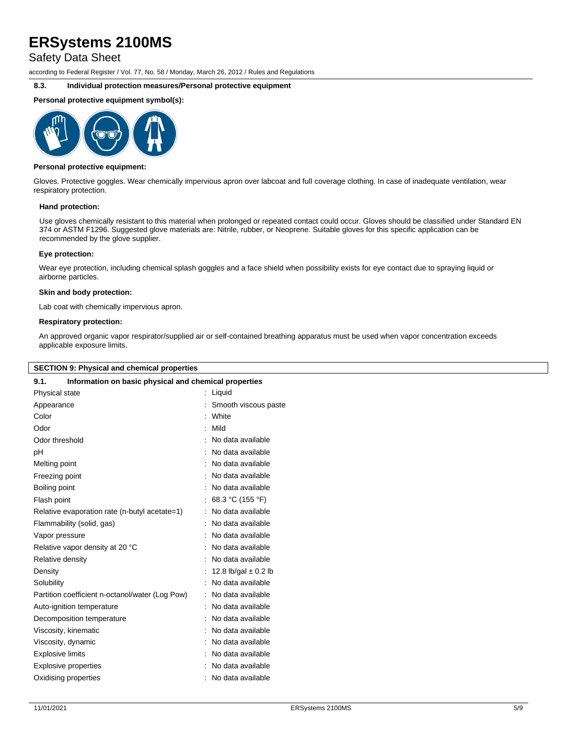#### 8.3. Individual protection measures/Personal protective equipment

**Personal protective equipment symbol(s):**

**Personal protective equipment:**

Gloves. Protective goggles. Wear chemically impervious apron over labcoat and full coverage clothing. In case of inadequate ventilation, wear respiratory protection.

**Hand protection:**

Use gloves chemically resistant to this material when prolonged or repeated contact could occur. Gloves should be classified under Standard EN 374 or ASTM F1296. Suggested glove materials are: Nitrile, rubber, or Neoprene. Suitable gloves for this specific application can be recommended by the glove supplier.

**Eye protection:**

Wear eye protection, including chemical splash goggles and a face shield when possibility exists for eye contact due to spraying liquid or airborne particles.

**Skin and body protection:**

Lab coat with chemically impervious apron.

**Respiratory protection:**

An approved organic vapor respirator/supplied air or self-contained breathing apparatus must be used when vapor concentration exceeds applicable exposure limits.

## SECTION 9: Physical and chemical properties

#### 9.1. Information on basic physical and chemical properties

| Property | Value |
|---|---|
| Physical state | Liquid |
| Appearance | Smooth viscous paste |
| Color | White |
| Odor | Mild |
| Odor threshold | No data available |
| pH | No data available |
| Melting point | No data available |
| Freezing point | No data available |
| Boiling point | No data available |
| Flash point | 68.3 °C (155 °F) |
| Relative evaporation rate (n-butyl acetate=1) | No data available |
| Flammability (solid, gas) | No data available |
| Vapor pressure | No data available |
| Relative vapor density at 20 °C | No data available |
| Relative density | No data available |
| Density | 12.8 lb/gal ± 0.2 lb |
| Solubility | No data available |
| Partition coefficient n-octanol/water (Log Pow) | No data available |
| Auto-ignition temperature | No data available |
| Decomposition temperature | No data available |
| Viscosity, kinematic | No data available |
| Viscosity, dynamic | No data available |
| Explosive limits | No data available |
| Explosive properties | No data available |
| Oxidising properties | No data available |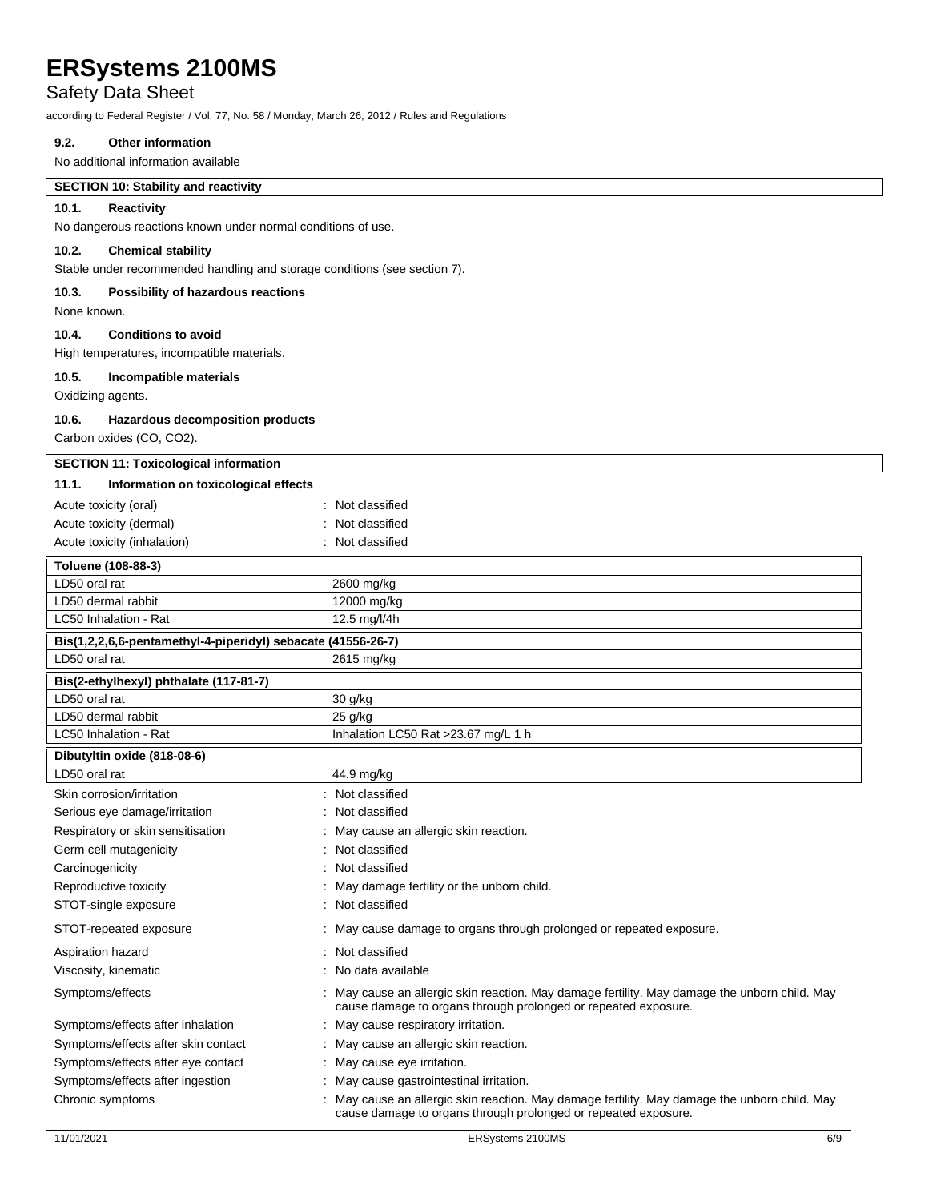### 9.2. Other information

No additional information available

## SECTION 10: Stability and reactivity

### 10.1. Reactivity

No dangerous reactions known under normal conditions of use.

### 10.2. Chemical stability

Stable under recommended handling and storage conditions (see section 7).

### 10.3. Possibility of hazardous reactions

None known.

### 10.4. Conditions to avoid

High temperatures, incompatible materials.

### 10.5. Incompatible materials

Oxidizing agents.

### 10.6. Hazardous decomposition products

Carbon oxides (CO, $CO_2$).

## SECTION 11: Toxicological information

### 11.1. Information on toxicological effects

Acute toxicity (oral) : Not classified

Acute toxicity (dermal) : Not classified

Acute toxicity (inhalation) : Not classified

| Toluene (108-88-3) | |
|---|---|
| LD50 oral rat | 2600 mg/kg |
| LD50 dermal rabbit | 12000 mg/kg |
| LC50 Inhalation - Rat | 12.5 mg/l/4h |

| Bis(1,2,2,6,6-pentamethyl-4-piperidyl) sebacate (41556-26-7) | |
|---|---|
| LD50 oral rat | 2615 mg/kg |

| Bis(2-ethylhexyl) phthalate (117-81-7) | |
|---|---|
| LD50 oral rat | 30 g/kg |
| LD50 dermal rabbit | 25 g/kg |
| LC50 Inhalation - Rat | Inhalation LC50 Rat >23.67 mg/L 1 h |

| Dibutyltin oxide (818-08-6) | |
|---|---|
| LD50 oral rat | 44.9 mg/kg |

Skin corrosion/irritation : Not classified

Serious eye damage/irritation : Not classified

Respiratory or skin sensitisation : May cause an allergic skin reaction.

Germ cell mutagenicity : Not classified

Carcinogenicity : Not classified

Reproductive toxicity : May damage fertility or the unborn child.

STOT-single exposure : Not classified

STOT-repeated exposure : May cause damage to organs through prolonged or repeated exposure.

Aspiration hazard : Not classified

Viscosity, kinematic : No data available

Symptoms/effects : May cause an allergic skin reaction. May damage fertility. May damage the unborn child. May cause damage to organs through prolonged or repeated exposure.

Symptoms/effects after inhalation : May cause respiratory irritation.

Symptoms/effects after skin contact : May cause an allergic skin reaction.

Symptoms/effects after eye contact : May cause eye irritation.

Symptoms/effects after ingestion : May cause gastrointestinal irritation.

Chronic symptoms : May cause an allergic skin reaction. May damage fertility. May damage the unborn child. May cause damage to organs through prolonged or repeated exposure.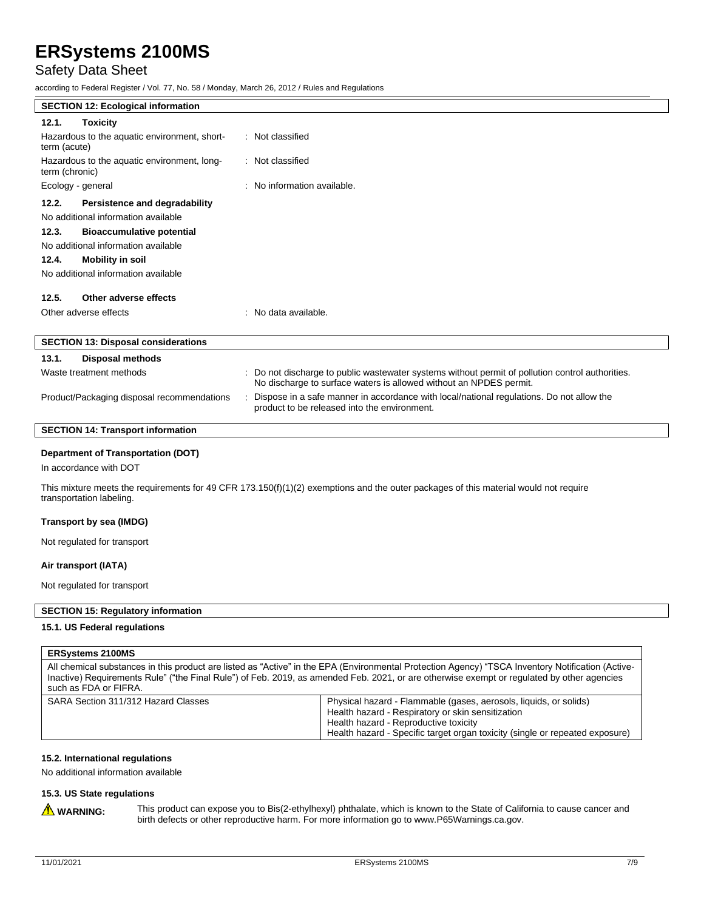## SECTION 12: Ecological information

### 12.1. Toxicity

| | |
|---|---|
| Hazardous to the aquatic environment, short-term (acute) | : Not classified |
| Hazardous to the aquatic environment, long-term (chronic) | : Not classified |
| Ecology - general | : No information available. |

### 12.2. Persistence and degradability

No additional information available

### 12.3. Bioaccumulative potential

No additional information available

### 12.4. Mobility in soil

No additional information available

### 12.5. Other adverse effects

| | |
|---|---|
| Other adverse effects | : No data available. |

## SECTION 13: Disposal considerations

### 13.1. Disposal methods

| | |
|---|---|
| Waste treatment methods | : Do not discharge to public wastewater systems without permit of pollution control authorities. No discharge to surface waters is allowed without an NPDES permit. |
| Product/Packaging disposal recommendations | : Dispose in a safe manner in accordance with local/national regulations. Do not allow the product to be released into the environment. |

## SECTION 14: Transport information

**Department of Transportation (DOT)**

In accordance with DOT

This mixture meets the requirements for 49 CFR 173.150(f)(1)(2) exemptions and the outer packages of this material would not require transportation labeling.

**Transport by sea (IMDG)**

Not regulated for transport

**Air transport (IATA)**

Not regulated for transport

## SECTION 15: Regulatory information

### 15.1. US Federal regulations

| **ERSystems 2100MS** | |
|---|---|
| All chemical substances in this product are listed as "Active" in the EPA (Environmental Protection Agency) "TSCA Inventory Notification (Active-Inactive) Requirements Rule" ("the Final Rule") of Feb. 2019, as amended Feb. 2021, or are otherwise exempt or regulated by other agencies such as FDA or FIFRA. | |
| SARA Section 311/312 Hazard Classes | Physical hazard - Flammable (gases, aerosols, liquids, or solids)<br>Health hazard - Respiratory or skin sensitization<br>Health hazard - Reproductive toxicity<br>Health hazard - Specific target organ toxicity (single or repeated exposure) |

### 15.2. International regulations

No additional information available

### 15.3. US State regulations

⚠ **WARNING:** This product can expose you to Bis(2-ethylhexyl) phthalate, which is known to the State of California to cause cancer and birth defects or other reproductive harm. For more information go to www.P65Warnings.ca.gov.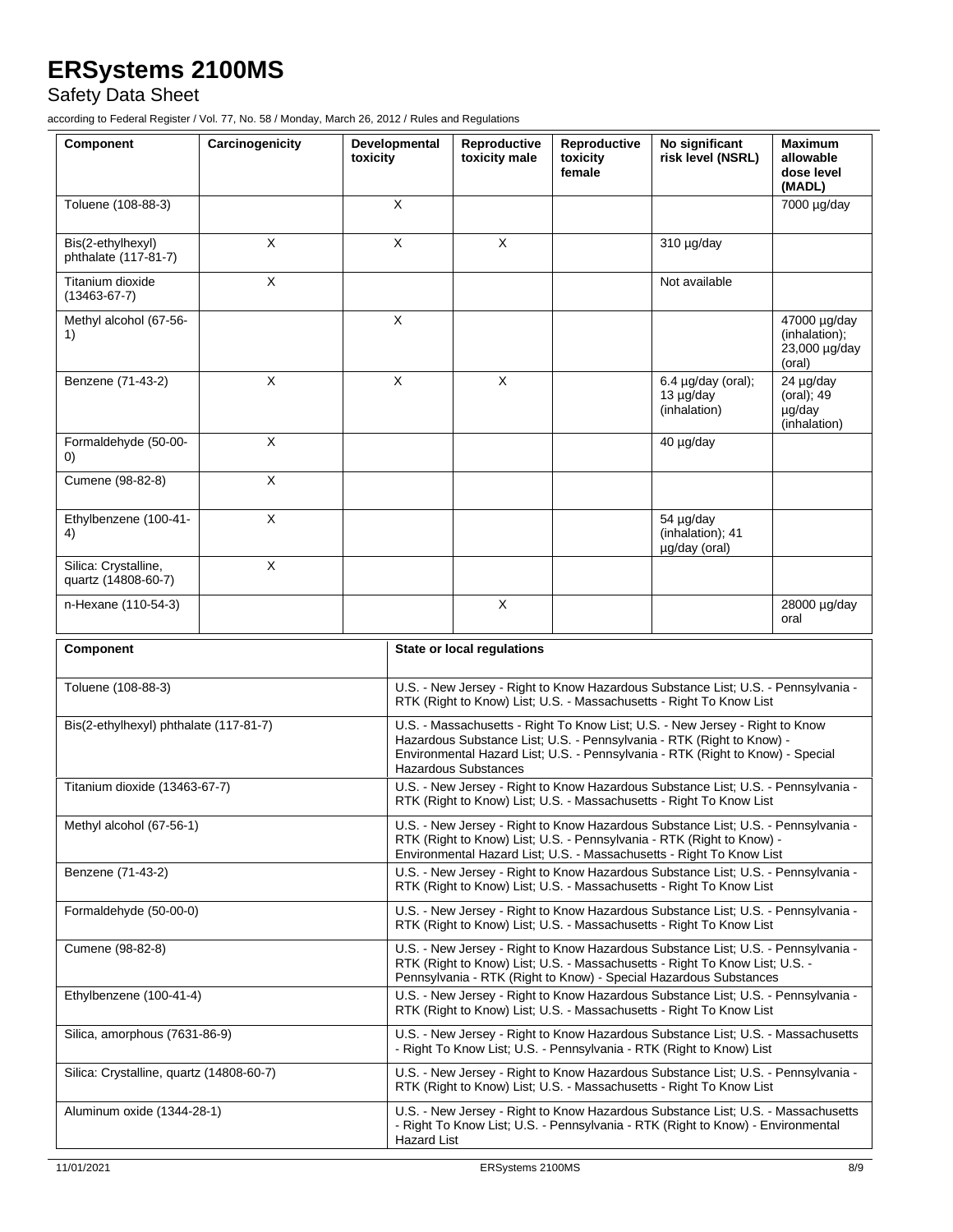| Component | Carcinogenicity | Developmental toxicity | Reproductive toxicity male | Reproductive toxicity female | No significant risk level (NSRL) | Maximum allowable dose level (MADL) |
|---|---|---|---|---|---|---|
| Toluene (108-88-3) | | X | | | | 7000 µg/day |
| Bis(2-ethylhexyl) phthalate (117-81-7) | X | X | X | | 310 µg/day | |
| Titanium dioxide (13463-67-7) | X | | | | Not available | |
| Methyl alcohol (67-56-1) | | X | | | | 47000 µg/day (inhalation); 23,000 µg/day (oral) |
| Benzene (71-43-2) | X | X | X | | 6.4 µg/day (oral); 13 µg/day (inhalation) | 24 µg/day (oral); 49 µg/day (inhalation) |
| Formaldehyde (50-00-0) | X | | | | 40 µg/day | |
| Cumene (98-82-8) | X | | | | | |
| Ethylbenzene (100-41-4) | X | | | | 54 µg/day (inhalation); 41 µg/day (oral) | |
| Silica: Crystalline, quartz (14808-60-7) | X | | | | | |
| n-Hexane (110-54-3) | | | X | | | 28000 µg/day oral |

| Component | State or local regulations |
|---|---|
| Toluene (108-88-3) | U.S. - New Jersey - Right to Know Hazardous Substance List; U.S. - Pennsylvania - RTK (Right to Know) List; U.S. - Massachusetts - Right To Know List |
| Bis(2-ethylhexyl) phthalate (117-81-7) | U.S. - Massachusetts - Right To Know List; U.S. - New Jersey - Right to Know Hazardous Substance List; U.S. - Pennsylvania - RTK (Right to Know) - Environmental Hazard List; U.S. - Pennsylvania - RTK (Right to Know) - Special Hazardous Substances |
| Titanium dioxide (13463-67-7) | U.S. - New Jersey - Right to Know Hazardous Substance List; U.S. - Pennsylvania - RTK (Right to Know) List; U.S. - Massachusetts - Right To Know List |
| Methyl alcohol (67-56-1) | U.S. - New Jersey - Right to Know Hazardous Substance List; U.S. - Pennsylvania - RTK (Right to Know) List; U.S. - Pennsylvania - RTK (Right to Know) - Environmental Hazard List; U.S. - Massachusetts - Right To Know List |
| Benzene (71-43-2) | U.S. - New Jersey - Right to Know Hazardous Substance List; U.S. - Pennsylvania - RTK (Right to Know) List; U.S. - Massachusetts - Right To Know List |
| Formaldehyde (50-00-0) | U.S. - New Jersey - Right to Know Hazardous Substance List; U.S. - Pennsylvania - RTK (Right to Know) List; U.S. - Massachusetts - Right To Know List |
| Cumene (98-82-8) | U.S. - New Jersey - Right to Know Hazardous Substance List; U.S. - Pennsylvania - RTK (Right to Know) List; U.S. - Massachusetts - Right To Know List; U.S. - Pennsylvania - RTK (Right to Know) - Special Hazardous Substances |
| Ethylbenzene (100-41-4) | U.S. - New Jersey - Right to Know Hazardous Substance List; U.S. - Pennsylvania - RTK (Right to Know) List; U.S. - Massachusetts - Right To Know List |
| Silica, amorphous (7631-86-9) | U.S. - New Jersey - Right to Know Hazardous Substance List; U.S. - Massachusetts - Right To Know List; U.S. - Pennsylvania - RTK (Right to Know) List |
| Silica: Crystalline, quartz (14808-60-7) | U.S. - New Jersey - Right to Know Hazardous Substance List; U.S. - Pennsylvania - RTK (Right to Know) List; U.S. - Massachusetts - Right To Know List |
| Aluminum oxide (1344-28-1) | U.S. - New Jersey - Right to Know Hazardous Substance List; U.S. - Massachusetts - Right To Know List; U.S. - Pennsylvania - RTK (Right to Know) - Environmental Hazard List |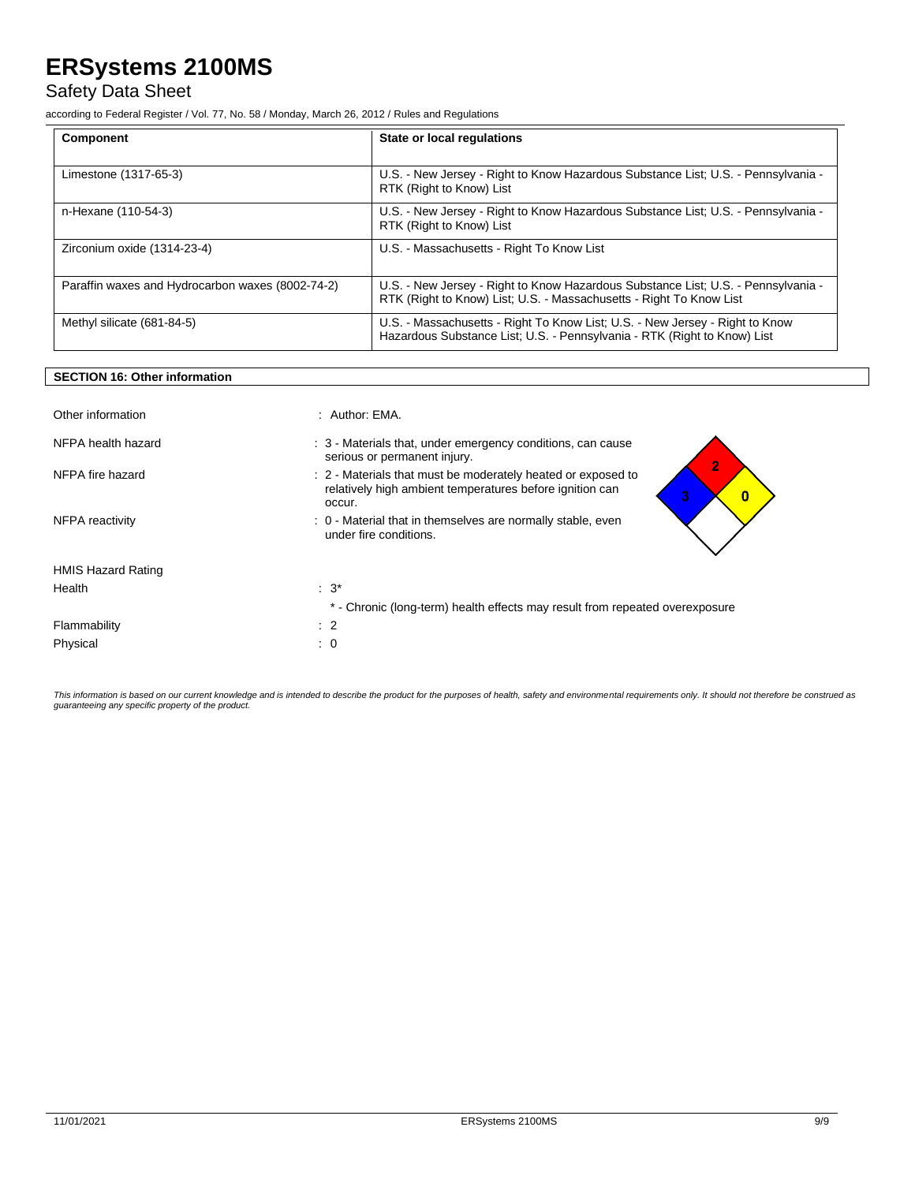| Component | State or local regulations |
|---|---|
| Limestone (1317-65-3) | U.S. - New Jersey - Right to Know Hazardous Substance List; U.S. - Pennsylvania - RTK (Right to Know) List |
| n-Hexane (110-54-3) | U.S. - New Jersey - Right to Know Hazardous Substance List; U.S. - Pennsylvania - RTK (Right to Know) List |
| Zirconium oxide (1314-23-4) | U.S. - Massachusetts - Right To Know List |
| Paraffin waxes and Hydrocarbon waxes (8002-74-2) | U.S. - New Jersey - Right to Know Hazardous Substance List; U.S. - Pennsylvania - RTK (Right to Know) List; U.S. - Massachusetts - Right To Know List |
| Methyl silicate (681-84-5) | U.S. - Massachusetts - Right To Know List; U.S. - New Jersey - Right to Know Hazardous Substance List; U.S. - Pennsylvania - RTK (Right to Know) List |

## SECTION 16: Other information

Other information : Author: EMA.

NFPA health hazard : 3 - Materials that, under emergency conditions, can cause serious or permanent injury.

NFPA fire hazard : 2 - Materials that must be moderately heated or exposed to relatively high ambient temperatures before ignition can occur.

NFPA reactivity : 0 - Material that in themselves are normally stable, even under fire conditions.

2

3

0

HMIS Hazard Rating

Health : 3*

* - Chronic (long-term) health effects may result from repeated overexposure

Flammability : 2

Physical : 0

*This information is based on our current knowledge and is intended to describe the product for the purposes of health, safety and environmental requirements only. It should not therefore be construed as guaranteeing any specific property of the product.*